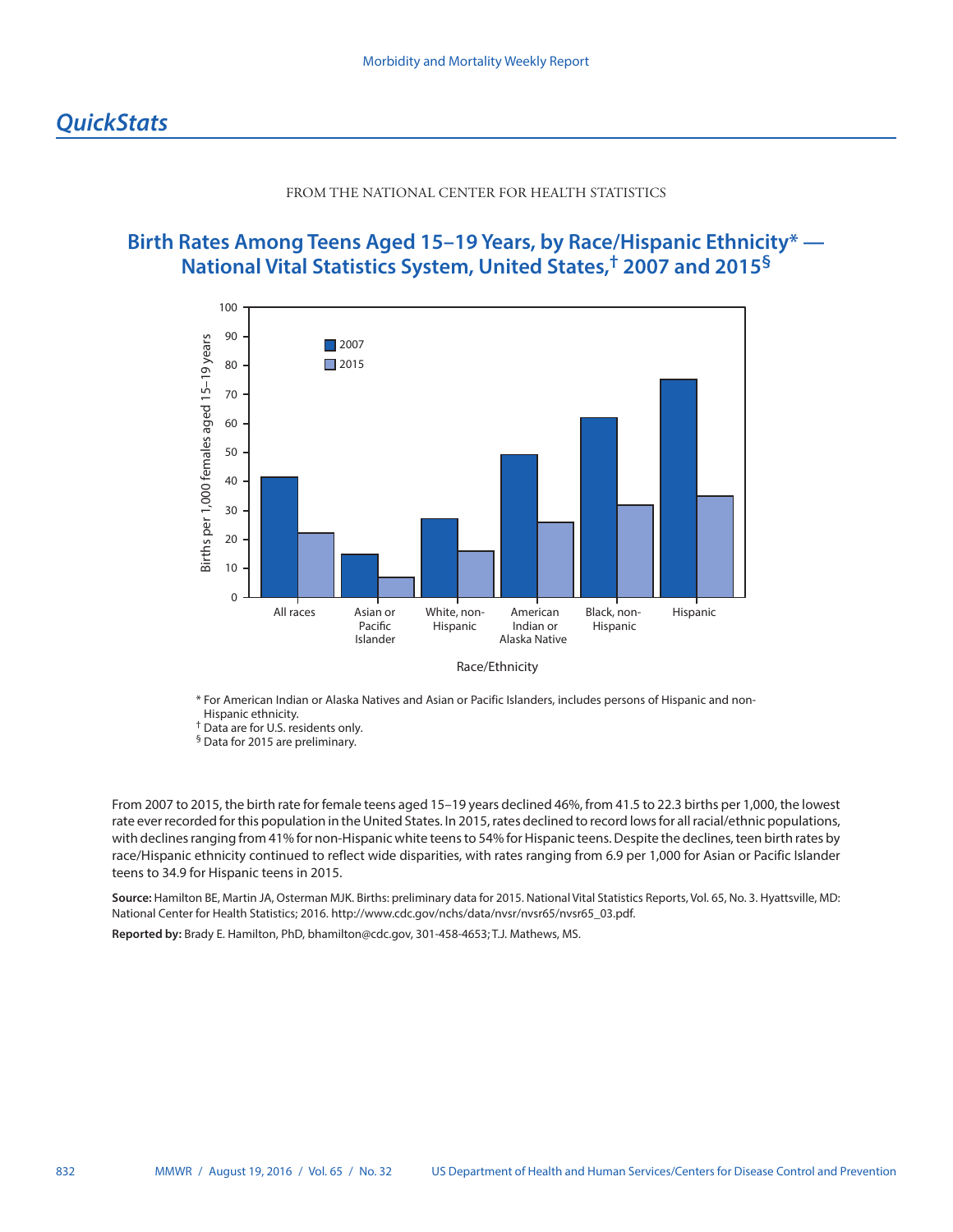## *QuickStats*

FROM THE NATIONAL CENTER FOR HEALTH STATISTICS

### Birth Rates Among Teens Aged 15–19 Years, by Race/Hispanic Ethnicity* — National Vital Statistics System, United States,† 2007 and 2015§

\* For American Indian or Alaska Natives and Asian or Pacific Islanders, includes persons of Hispanic and non-Hispanic ethnicity.
† Data are for U.S. residents only.
§ Data for 2015 are preliminary.

From 2007 to 2015, the birth rate for female teens aged 15–19 years declined 46%, from 41.5 to 22.3 births per 1,000, the lowest rate ever recorded for this population in the United States. In 2015, rates declined to record lows for all racial/ethnic populations, with declines ranging from 41% for non-Hispanic white teens to 54% for Hispanic teens. Despite the declines, teen birth rates by race/Hispanic ethnicity continued to reflect wide disparities, with rates ranging from 6.9 per 1,000 for Asian or Pacific Islander teens to 34.9 for Hispanic teens in 2015.

**Source:** Hamilton BE, Martin JA, Osterman MJK. Births: preliminary data for 2015. National Vital Statistics Reports, Vol. 65, No. 3. Hyattsville, MD: National Center for Health Statistics; 2016. http://www.cdc.gov/nchs/data/nvsr/nvsr65/nvsr65_03.pdf.

**Reported by:** Brady E. Hamilton, PhD, bhamilton@cdc.gov, 301-458-4653; T.J. Mathews, MS.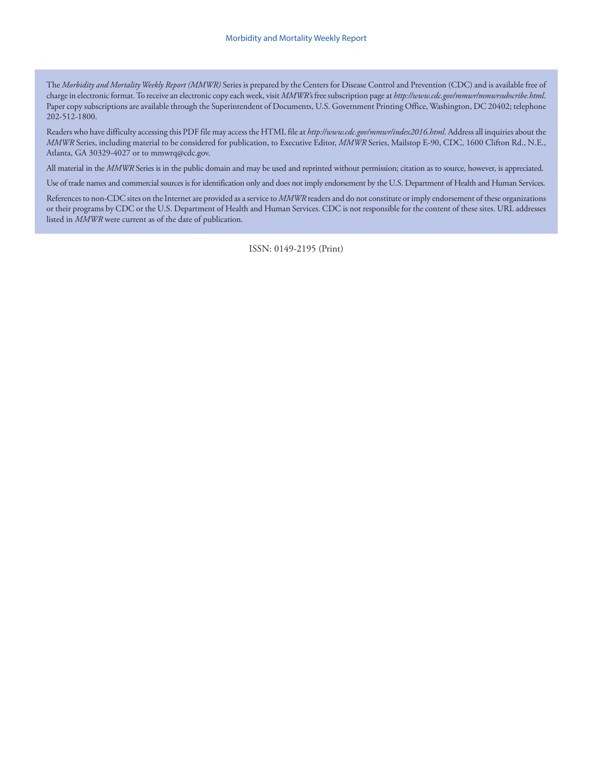The *Morbidity and Mortality Weekly Report (MMWR)* Series is prepared by the Centers for Disease Control and Prevention (CDC) and is available free of charge in electronic format. To receive an electronic copy each week, visit *MMWR*'s free subscription page at *http://www.cdc.gov/mmwr/mmwrsubscribe.html*. Paper copy subscriptions are available through the Superintendent of Documents, U.S. Government Printing Office, Washington, DC 20402; telephone 202-512-1800.

Readers who have difficulty accessing this PDF file may access the HTML file at *http://www.cdc.gov/mmwr/index2016.html*. Address all inquiries about the *MMWR* Series, including material to be considered for publication, to Executive Editor, *MMWR* Series, Mailstop E-90, CDC, 1600 Clifton Rd., N.E., Atlanta, GA 30329-4027 or to mmwrq@cdc.gov.

All material in the *MMWR* Series is in the public domain and may be used and reprinted without permission; citation as to source, however, is appreciated.

Use of trade names and commercial sources is for identification only and does not imply endorsement by the U.S. Department of Health and Human Services.

References to non-CDC sites on the Internet are provided as a service to *MMWR* readers and do not constitute or imply endorsement of these organizations or their programs by CDC or the U.S. Department of Health and Human Services. CDC is not responsible for the content of these sites. URL addresses listed in *MMWR* were current as of the date of publication.

ISSN: 0149-2195 (Print)